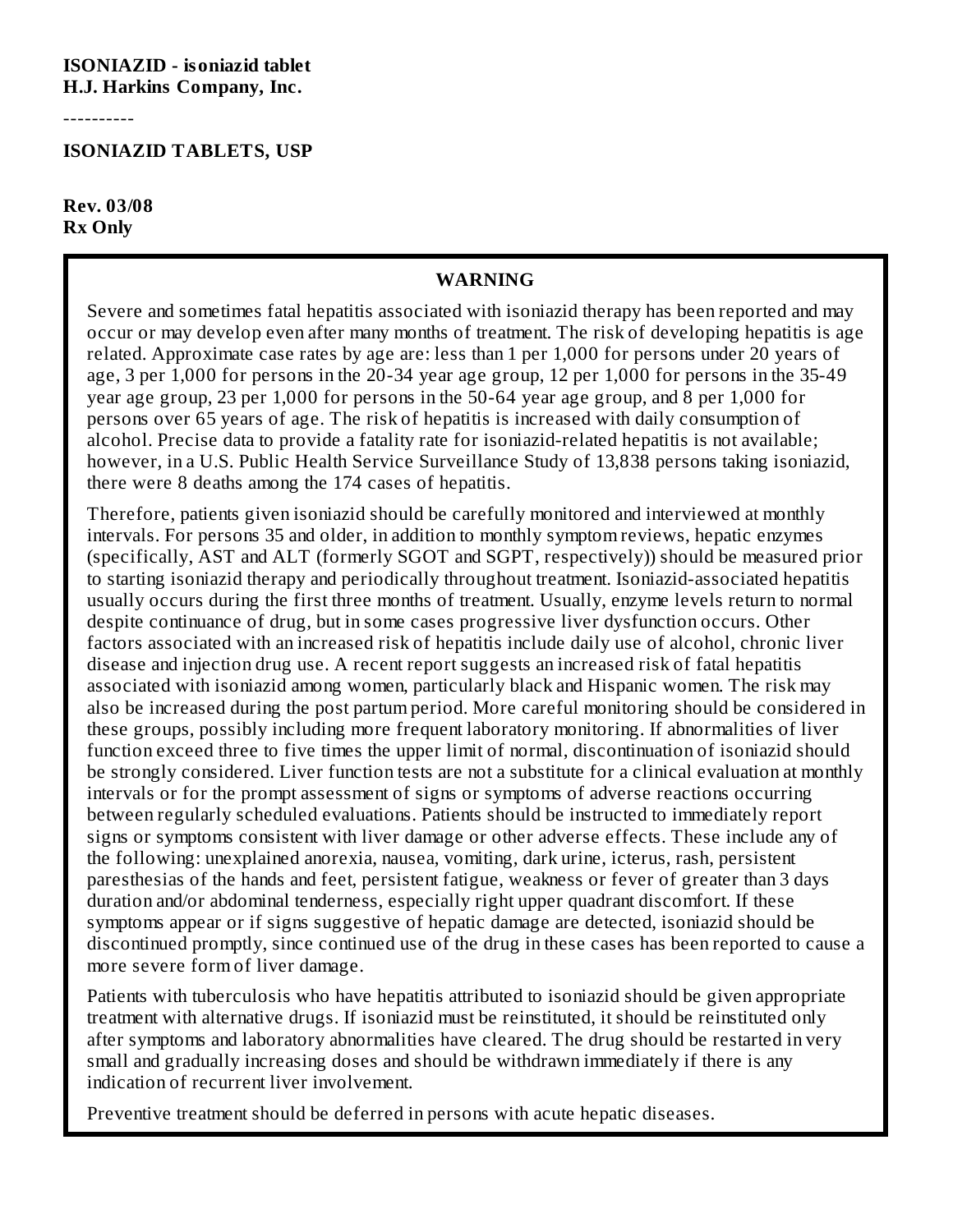**ISONIAZID - isoniazid tablet**
**H.J. Harkins Company, Inc.**

----------

**ISONIAZID TABLETS, USP**

**Rev. 03/08**
**Rx Only**

**WARNING**

Severe and sometimes fatal hepatitis associated with isoniazid therapy has been reported and may occur or may develop even after many months of treatment. The risk of developing hepatitis is age related. Approximate case rates by age are: less than 1 per 1,000 for persons under 20 years of age, 3 per 1,000 for persons in the 20-34 year age group, 12 per 1,000 for persons in the 35-49 year age group, 23 per 1,000 for persons in the 50-64 year age group, and 8 per 1,000 for persons over 65 years of age. The risk of hepatitis is increased with daily consumption of alcohol. Precise data to provide a fatality rate for isoniazid-related hepatitis is not available; however, in a U.S. Public Health Service Surveillance Study of 13,838 persons taking isoniazid, there were 8 deaths among the 174 cases of hepatitis.

Therefore, patients given isoniazid should be carefully monitored and interviewed at monthly intervals. For persons 35 and older, in addition to monthly symptom reviews, hepatic enzymes (specifically, AST and ALT (formerly SGOT and SGPT, respectively)) should be measured prior to starting isoniazid therapy and periodically throughout treatment. Isoniazid-associated hepatitis usually occurs during the first three months of treatment. Usually, enzyme levels return to normal despite continuance of drug, but in some cases progressive liver dysfunction occurs. Other factors associated with an increased risk of hepatitis include daily use of alcohol, chronic liver disease and injection drug use. A recent report suggests an increased risk of fatal hepatitis associated with isoniazid among women, particularly black and Hispanic women. The risk may also be increased during the post partum period. More careful monitoring should be considered in these groups, possibly including more frequent laboratory monitoring. If abnormalities of liver function exceed three to five times the upper limit of normal, discontinuation of isoniazid should be strongly considered. Liver function tests are not a substitute for a clinical evaluation at monthly intervals or for the prompt assessment of signs or symptoms of adverse reactions occurring between regularly scheduled evaluations. Patients should be instructed to immediately report signs or symptoms consistent with liver damage or other adverse effects. These include any of the following: unexplained anorexia, nausea, vomiting, dark urine, icterus, rash, persistent paresthesias of the hands and feet, persistent fatigue, weakness or fever of greater than 3 days duration and/or abdominal tenderness, especially right upper quadrant discomfort. If these symptoms appear or if signs suggestive of hepatic damage are detected, isoniazid should be discontinued promptly, since continued use of the drug in these cases has been reported to cause a more severe form of liver damage.

Patients with tuberculosis who have hepatitis attributed to isoniazid should be given appropriate treatment with alternative drugs. If isoniazid must be reinstituted, it should be reinstituted only after symptoms and laboratory abnormalities have cleared. The drug should be restarted in very small and gradually increasing doses and should be withdrawn immediately if there is any indication of recurrent liver involvement.

Preventive treatment should be deferred in persons with acute hepatic diseases.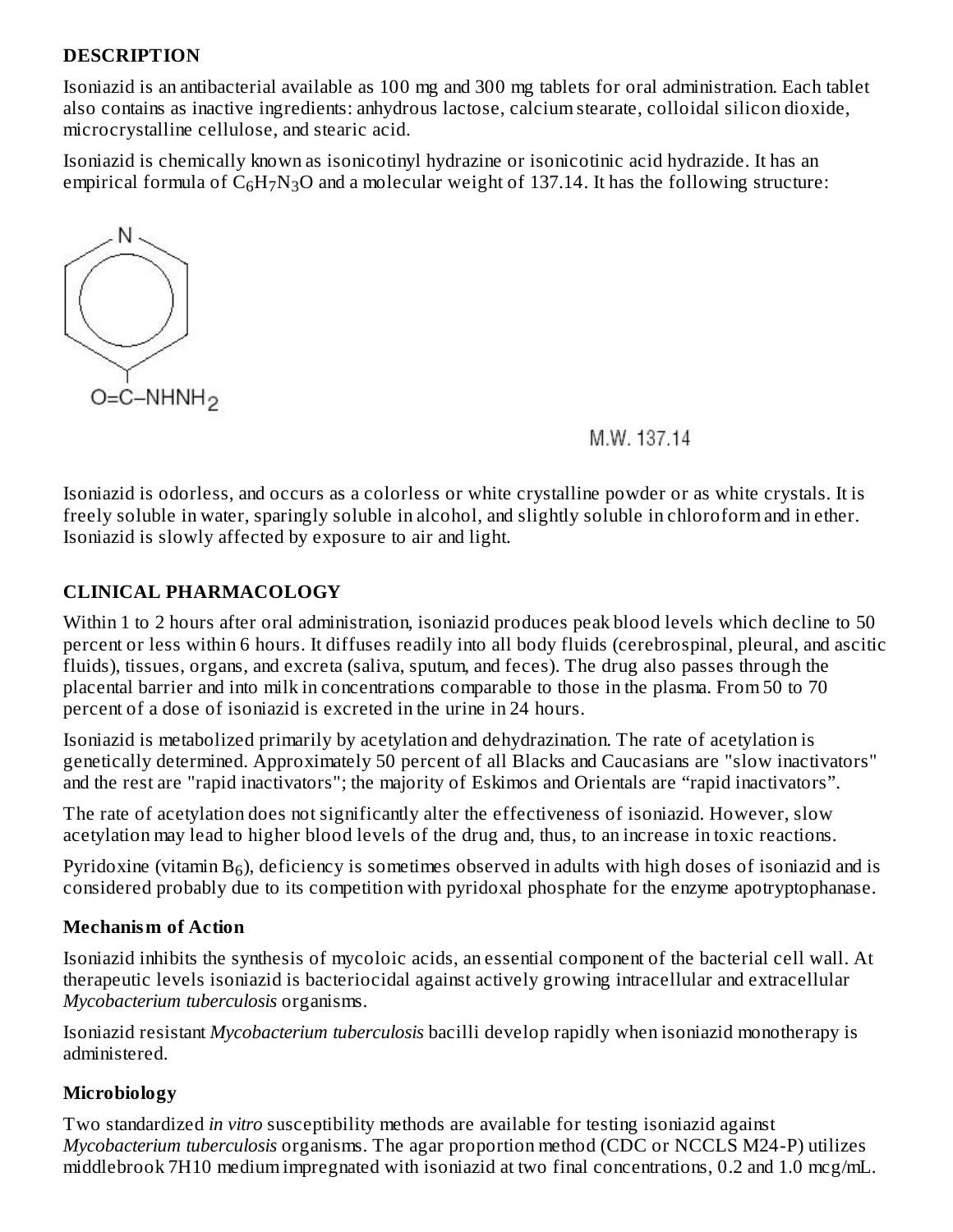## DESCRIPTION

Isoniazid is an antibacterial available as 100 mg and 300 mg tablets for oral administration. Each tablet also contains as inactive ingredients: anhydrous lactose, calcium stearate, colloidal silicon dioxide, microcrystalline cellulose, and stearic acid.

Isoniazid is chemically known as isonicotinyl hydrazine or isonicotinic acid hydrazide. It has an empirical formula of $C_6H_7N_3O$ and a molecular weight of 137.14. It has the following structure:

M.W. 137.14

Isoniazid is odorless, and occurs as a colorless or white crystalline powder or as white crystals. It is freely soluble in water, sparingly soluble in alcohol, and slightly soluble in chloroform and in ether. Isoniazid is slowly affected by exposure to air and light.

## CLINICAL PHARMACOLOGY

Within 1 to 2 hours after oral administration, isoniazid produces peak blood levels which decline to 50 percent or less within 6 hours. It diffuses readily into all body fluids (cerebrospinal, pleural, and ascitic fluids), tissues, organs, and excreta (saliva, sputum, and feces). The drug also passes through the placental barrier and into milk in concentrations comparable to those in the plasma. From 50 to 70 percent of a dose of isoniazid is excreted in the urine in 24 hours.

Isoniazid is metabolized primarily by acetylation and dehydrazination. The rate of acetylation is genetically determined. Approximately 50 percent of all Blacks and Caucasians are "slow inactivators" and the rest are "rapid inactivators"; the majority of Eskimos and Orientals are "rapid inactivators".

The rate of acetylation does not significantly alter the effectiveness of isoniazid. However, slow acetylation may lead to higher blood levels of the drug and, thus, to an increase in toxic reactions.

Pyridoxine (vitamin $B_6$), deficiency is sometimes observed in adults with high doses of isoniazid and is considered probably due to its competition with pyridoxal phosphate for the enzyme apotryptophanase.

### Mechanism of Action

Isoniazid inhibits the synthesis of mycoloic acids, an essential component of the bacterial cell wall. At therapeutic levels isoniazid is bacteriocidal against actively growing intracellular and extracellular *Mycobacterium tuberculosis* organisms.

Isoniazid resistant *Mycobacterium tuberculosis* bacilli develop rapidly when isoniazid monotherapy is administered.

### Microbiology

Two standardized *in vitro* susceptibility methods are available for testing isoniazid against *Mycobacterium tuberculosis* organisms. The agar proportion method (CDC or NCCLS M24-P) utilizes middlebrook 7H10 medium impregnated with isoniazid at two final concentrations, 0.2 and 1.0 mcg/mL.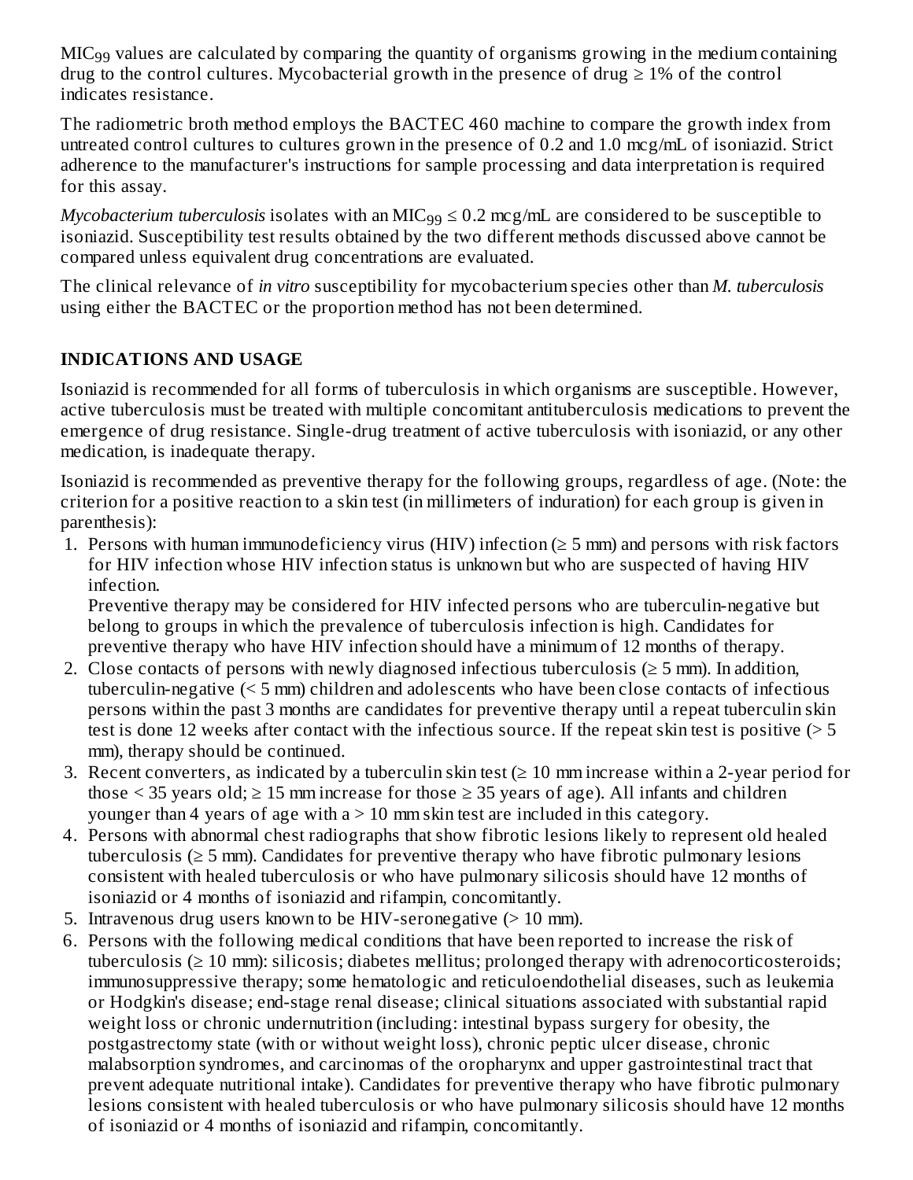$MIC_{99}$ values are calculated by comparing the quantity of organisms growing in the medium containing drug to the control cultures. Mycobacterial growth in the presence of drug ≥ 1% of the control indicates resistance.

The radiometric broth method employs the BACTEC 460 machine to compare the growth index from untreated control cultures to cultures grown in the presence of 0.2 and 1.0 mcg/mL of isoniazid. Strict adherence to the manufacturer's instructions for sample processing and data interpretation is required for this assay.

*Mycobacterium tuberculosis* isolates with an $MIC_{99} \leq 0.2$ mcg/mL are considered to be susceptible to isoniazid. Susceptibility test results obtained by the two different methods discussed above cannot be compared unless equivalent drug concentrations are evaluated.

The clinical relevance of *in vitro* susceptibility for mycobacterium species other than *M. tuberculosis* using either the BACTEC or the proportion method has not been determined.

## INDICATIONS AND USAGE

Isoniazid is recommended for all forms of tuberculosis in which organisms are susceptible. However, active tuberculosis must be treated with multiple concomitant antituberculosis medications to prevent the emergence of drug resistance. Single-drug treatment of active tuberculosis with isoniazid, or any other medication, is inadequate therapy.

Isoniazid is recommended as preventive therapy for the following groups, regardless of age. (Note: the criterion for a positive reaction to a skin test (in millimeters of induration) for each group is given in parenthesis):

1. Persons with human immunodeficiency virus (HIV) infection (≥ 5 mm) and persons with risk factors for HIV infection whose HIV infection status is unknown but who are suspected of having HIV infection.
   Preventive therapy may be considered for HIV infected persons who are tuberculin-negative but belong to groups in which the prevalence of tuberculosis infection is high. Candidates for preventive therapy who have HIV infection should have a minimum of 12 months of therapy.
2. Close contacts of persons with newly diagnosed infectious tuberculosis (≥ 5 mm). In addition, tuberculin-negative (< 5 mm) children and adolescents who have been close contacts of infectious persons within the past 3 months are candidates for preventive therapy until a repeat tuberculin skin test is done 12 weeks after contact with the infectious source. If the repeat skin test is positive (> 5 mm), therapy should be continued.
3. Recent converters, as indicated by a tuberculin skin test (≥ 10 mm increase within a 2-year period for those < 35 years old; ≥ 15 mm increase for those ≥ 35 years of age). All infants and children younger than 4 years of age with a > 10 mm skin test are included in this category.
4. Persons with abnormal chest radiographs that show fibrotic lesions likely to represent old healed tuberculosis (≥ 5 mm). Candidates for preventive therapy who have fibrotic pulmonary lesions consistent with healed tuberculosis or who have pulmonary silicosis should have 12 months of isoniazid or 4 months of isoniazid and rifampin, concomitantly.
5. Intravenous drug users known to be HIV-seronegative (> 10 mm).
6. Persons with the following medical conditions that have been reported to increase the risk of tuberculosis (≥ 10 mm): silicosis; diabetes mellitus; prolonged therapy with adrenocorticosteroids; immunosuppressive therapy; some hematologic and reticuloendothelial diseases, such as leukemia or Hodgkin's disease; end-stage renal disease; clinical situations associated with substantial rapid weight loss or chronic undernutrition (including: intestinal bypass surgery for obesity, the postgastrectomy state (with or without weight loss), chronic peptic ulcer disease, chronic malabsorption syndromes, and carcinomas of the oropharynx and upper gastrointestinal tract that prevent adequate nutritional intake). Candidates for preventive therapy who have fibrotic pulmonary lesions consistent with healed tuberculosis or who have pulmonary silicosis should have 12 months of isoniazid or 4 months of isoniazid and rifampin, concomitantly.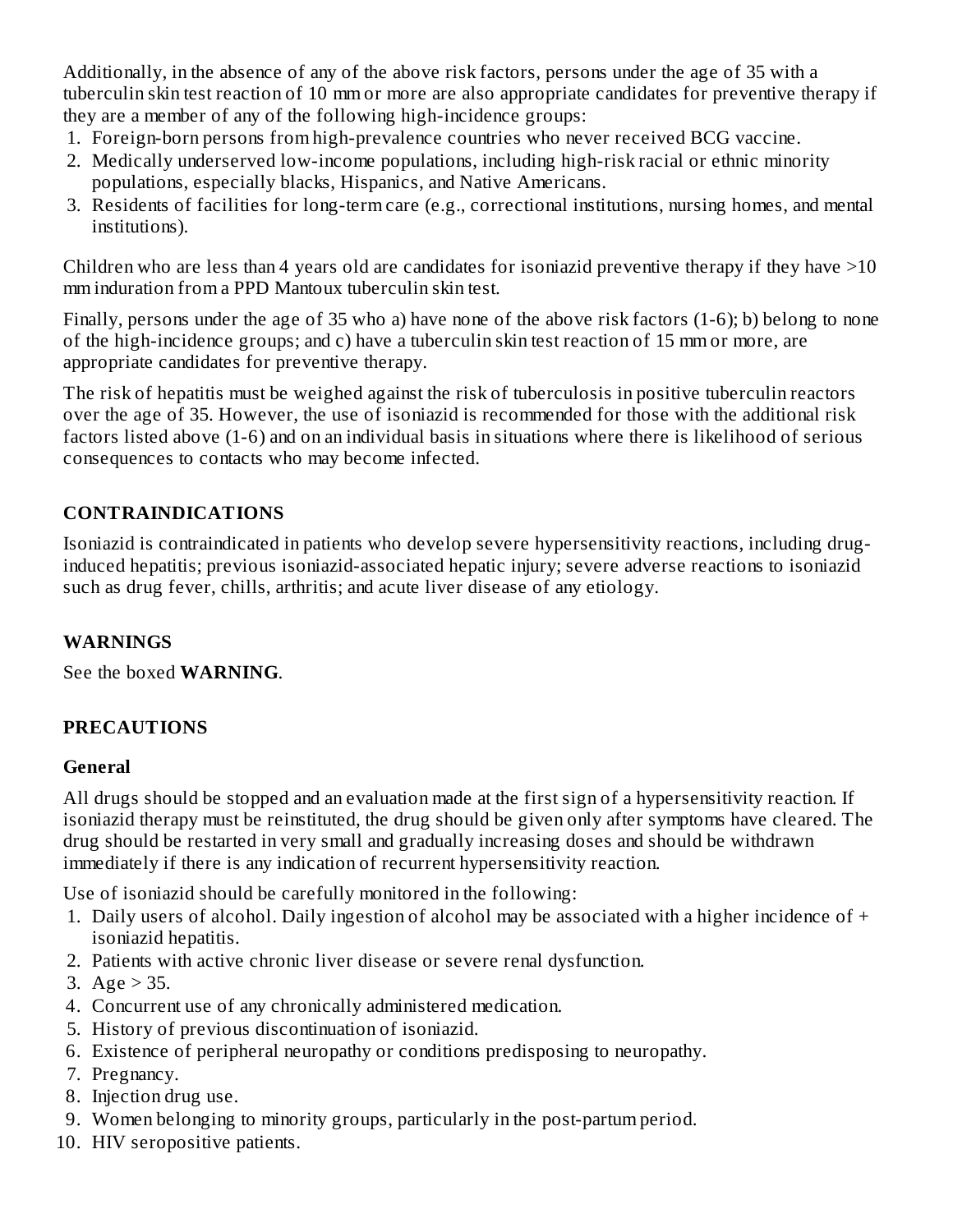Additionally, in the absence of any of the above risk factors, persons under the age of 35 with a tuberculin skin test reaction of 10 mm or more are also appropriate candidates for preventive therapy if they are a member of any of the following high-incidence groups:

1. Foreign-born persons from high-prevalence countries who never received BCG vaccine.
2. Medically underserved low-income populations, including high-risk racial or ethnic minority populations, especially blacks, Hispanics, and Native Americans.
3. Residents of facilities for long-term care (e.g., correctional institutions, nursing homes, and mental institutions).

Children who are less than 4 years old are candidates for isoniazid preventive therapy if they have >10 mm induration from a PPD Mantoux tuberculin skin test.

Finally, persons under the age of 35 who a) have none of the above risk factors (1-6); b) belong to none of the high-incidence groups; and c) have a tuberculin skin test reaction of 15 mm or more, are appropriate candidates for preventive therapy.

The risk of hepatitis must be weighed against the risk of tuberculosis in positive tuberculin reactors over the age of 35. However, the use of isoniazid is recommended for those with the additional risk factors listed above (1-6) and on an individual basis in situations where there is likelihood of serious consequences to contacts who may become infected.

## CONTRAINDICATIONS

Isoniazid is contraindicated in patients who develop severe hypersensitivity reactions, including drug-induced hepatitis; previous isoniazid-associated hepatic injury; severe adverse reactions to isoniazid such as drug fever, chills, arthritis; and acute liver disease of any etiology.

## WARNINGS

See the boxed **WARNING**.

## PRECAUTIONS

### General

All drugs should be stopped and an evaluation made at the first sign of a hypersensitivity reaction. If isoniazid therapy must be reinstituted, the drug should be given only after symptoms have cleared. The drug should be restarted in very small and gradually increasing doses and should be withdrawn immediately if there is any indication of recurrent hypersensitivity reaction.

Use of isoniazid should be carefully monitored in the following:

1. Daily users of alcohol. Daily ingestion of alcohol may be associated with a higher incidence of + isoniazid hepatitis.
2. Patients with active chronic liver disease or severe renal dysfunction.
3. Age > 35.
4. Concurrent use of any chronically administered medication.
5. History of previous discontinuation of isoniazid.
6. Existence of peripheral neuropathy or conditions predisposing to neuropathy.
7. Pregnancy.
8. Injection drug use.
9. Women belonging to minority groups, particularly in the post-partum period.
10. HIV seropositive patients.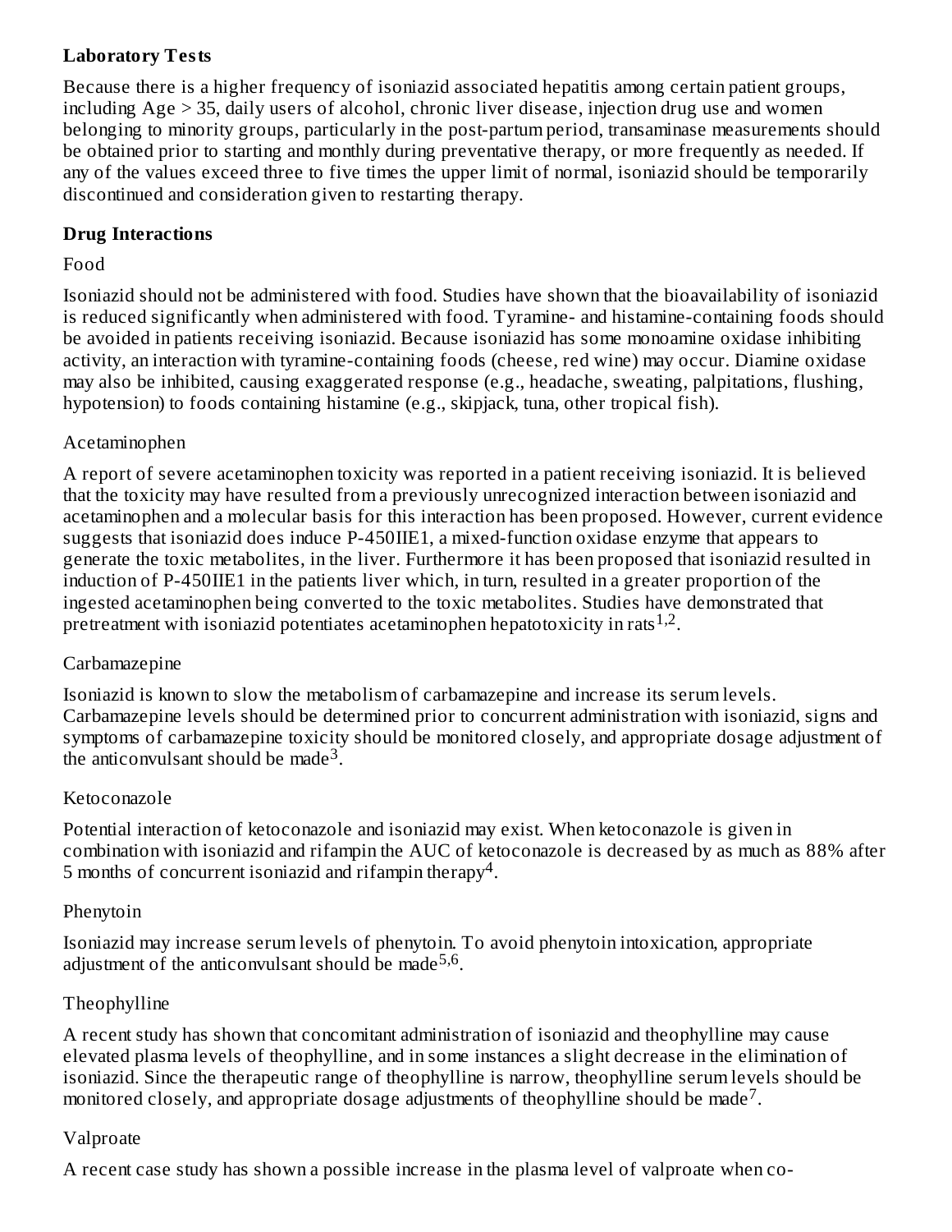## Laboratory Tests

Because there is a higher frequency of isoniazid associated hepatitis among certain patient groups, including Age > 35, daily users of alcohol, chronic liver disease, injection drug use and women belonging to minority groups, particularly in the post-partum period, transaminase measurements should be obtained prior to starting and monthly during preventative therapy, or more frequently as needed. If any of the values exceed three to five times the upper limit of normal, isoniazid should be temporarily discontinued and consideration given to restarting therapy.

## Drug Interactions

Food

Isoniazid should not be administered with food. Studies have shown that the bioavailability of isoniazid is reduced significantly when administered with food. Tyramine- and histamine-containing foods should be avoided in patients receiving isoniazid. Because isoniazid has some monoamine oxidase inhibiting activity, an interaction with tyramine-containing foods (cheese, red wine) may occur. Diamine oxidase may also be inhibited, causing exaggerated response (e.g., headache, sweating, palpitations, flushing, hypotension) to foods containing histamine (e.g., skipjack, tuna, other tropical fish).

Acetaminophen

A report of severe acetaminophen toxicity was reported in a patient receiving isoniazid. It is believed that the toxicity may have resulted from a previously unrecognized interaction between isoniazid and acetaminophen and a molecular basis for this interaction has been proposed. However, current evidence suggests that isoniazid does induce P-450IIE1, a mixed-function oxidase enzyme that appears to generate the toxic metabolites, in the liver. Furthermore it has been proposed that isoniazid resulted in induction of P-450IIE1 in the patients liver which, in turn, resulted in a greater proportion of the ingested acetaminophen being converted to the toxic metabolites. Studies have demonstrated that pretreatment with isoniazid potentiates acetaminophen hepatotoxicity in rats[1,2].

Carbamazepine

Isoniazid is known to slow the metabolism of carbamazepine and increase its serum levels. Carbamazepine levels should be determined prior to concurrent administration with isoniazid, signs and symptoms of carbamazepine toxicity should be monitored closely, and appropriate dosage adjustment of the anticonvulsant should be made[3].

Ketoconazole

Potential interaction of ketoconazole and isoniazid may exist. When ketoconazole is given in combination with isoniazid and rifampin the AUC of ketoconazole is decreased by as much as 88% after 5 months of concurrent isoniazid and rifampin therapy[4].

Phenytoin

Isoniazid may increase serum levels of phenytoin. To avoid phenytoin intoxication, appropriate adjustment of the anticonvulsant should be made[5,6].

Theophylline

A recent study has shown that concomitant administration of isoniazid and theophylline may cause elevated plasma levels of theophylline, and in some instances a slight decrease in the elimination of isoniazid. Since the therapeutic range of theophylline is narrow, theophylline serum levels should be monitored closely, and appropriate dosage adjustments of theophylline should be made[7].

Valproate

A recent case study has shown a possible increase in the plasma level of valproate when co-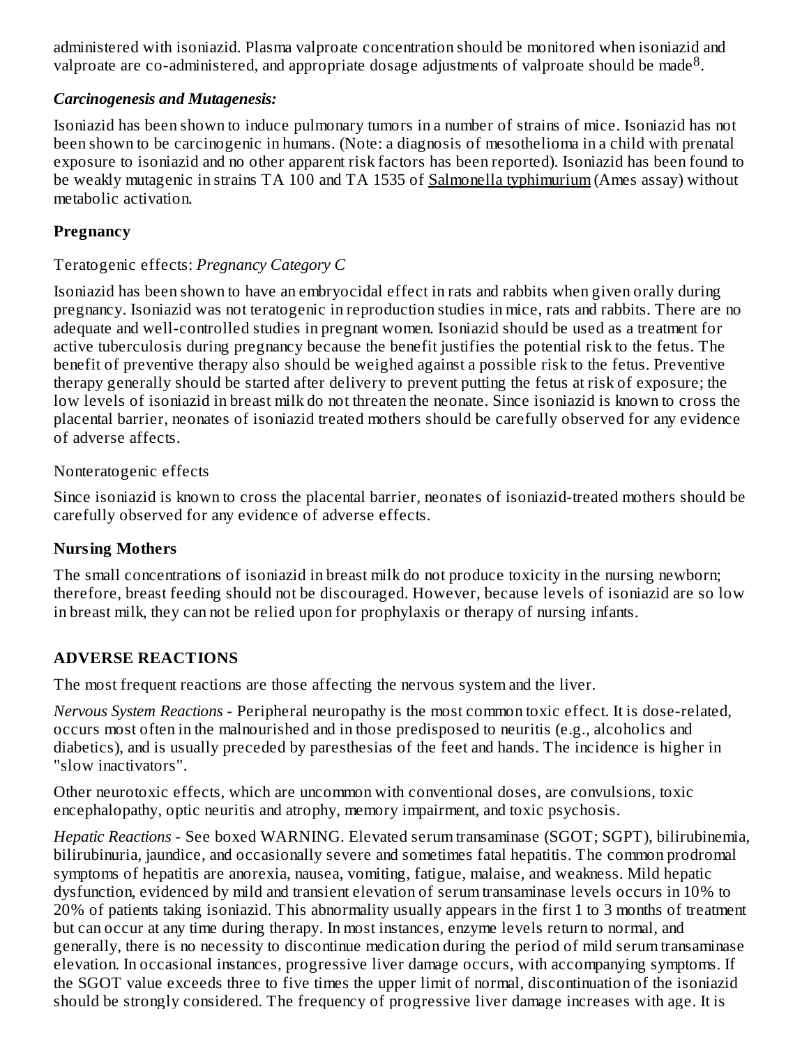administered with isoniazid. Plasma valproate concentration should be monitored when isoniazid and valproate are co-administered, and appropriate dosage adjustments of valproate should be made[8].

***Carcinogenesis and Mutagenesis:***

Isoniazid has been shown to induce pulmonary tumors in a number of strains of mice. Isoniazid has not been shown to be carcinogenic in humans. (Note: a diagnosis of mesothelioma in a child with prenatal exposure to isoniazid and no other apparent risk factors has been reported). Isoniazid has been found to be weakly mutagenic in strains TA 100 and TA 1535 of Salmonella typhimurium (Ames assay) without metabolic activation.

**Pregnancy**

Teratogenic effects: *Pregnancy Category C*

Isoniazid has been shown to have an embryocidal effect in rats and rabbits when given orally during pregnancy. Isoniazid was not teratogenic in reproduction studies in mice, rats and rabbits. There are no adequate and well-controlled studies in pregnant women. Isoniazid should be used as a treatment for active tuberculosis during pregnancy because the benefit justifies the potential risk to the fetus. The benefit of preventive therapy also should be weighed against a possible risk to the fetus. Preventive therapy generally should be started after delivery to prevent putting the fetus at risk of exposure; the low levels of isoniazid in breast milk do not threaten the neonate. Since isoniazid is known to cross the placental barrier, neonates of isoniazid treated mothers should be carefully observed for any evidence of adverse affects.

Nonteratogenic effects

Since isoniazid is known to cross the placental barrier, neonates of isoniazid-treated mothers should be carefully observed for any evidence of adverse effects.

**Nursing Mothers**

The small concentrations of isoniazid in breast milk do not produce toxicity in the nursing newborn; therefore, breast feeding should not be discouraged. However, because levels of isoniazid are so low in breast milk, they can not be relied upon for prophylaxis or therapy of nursing infants.

## ADVERSE REACTIONS

The most frequent reactions are those affecting the nervous system and the liver.

*Nervous System Reactions* - Peripheral neuropathy is the most common toxic effect. It is dose-related, occurs most often in the malnourished and in those predisposed to neuritis (e.g., alcoholics and diabetics), and is usually preceded by paresthesias of the feet and hands. The incidence is higher in "slow inactivators".

Other neurotoxic effects, which are uncommon with conventional doses, are convulsions, toxic encephalopathy, optic neuritis and atrophy, memory impairment, and toxic psychosis.

*Hepatic Reactions* - See boxed WARNING. Elevated serum transaminase (SGOT; SGPT), bilirubinemia, bilirubinuria, jaundice, and occasionally severe and sometimes fatal hepatitis. The common prodromal symptoms of hepatitis are anorexia, nausea, vomiting, fatigue, malaise, and weakness. Mild hepatic dysfunction, evidenced by mild and transient elevation of serum transaminase levels occurs in 10% to 20% of patients taking isoniazid. This abnormality usually appears in the first 1 to 3 months of treatment but can occur at any time during therapy. In most instances, enzyme levels return to normal, and generally, there is no necessity to discontinue medication during the period of mild serum transaminase elevation. In occasional instances, progressive liver damage occurs, with accompanying symptoms. If the SGOT value exceeds three to five times the upper limit of normal, discontinuation of the isoniazid should be strongly considered. The frequency of progressive liver damage increases with age. It is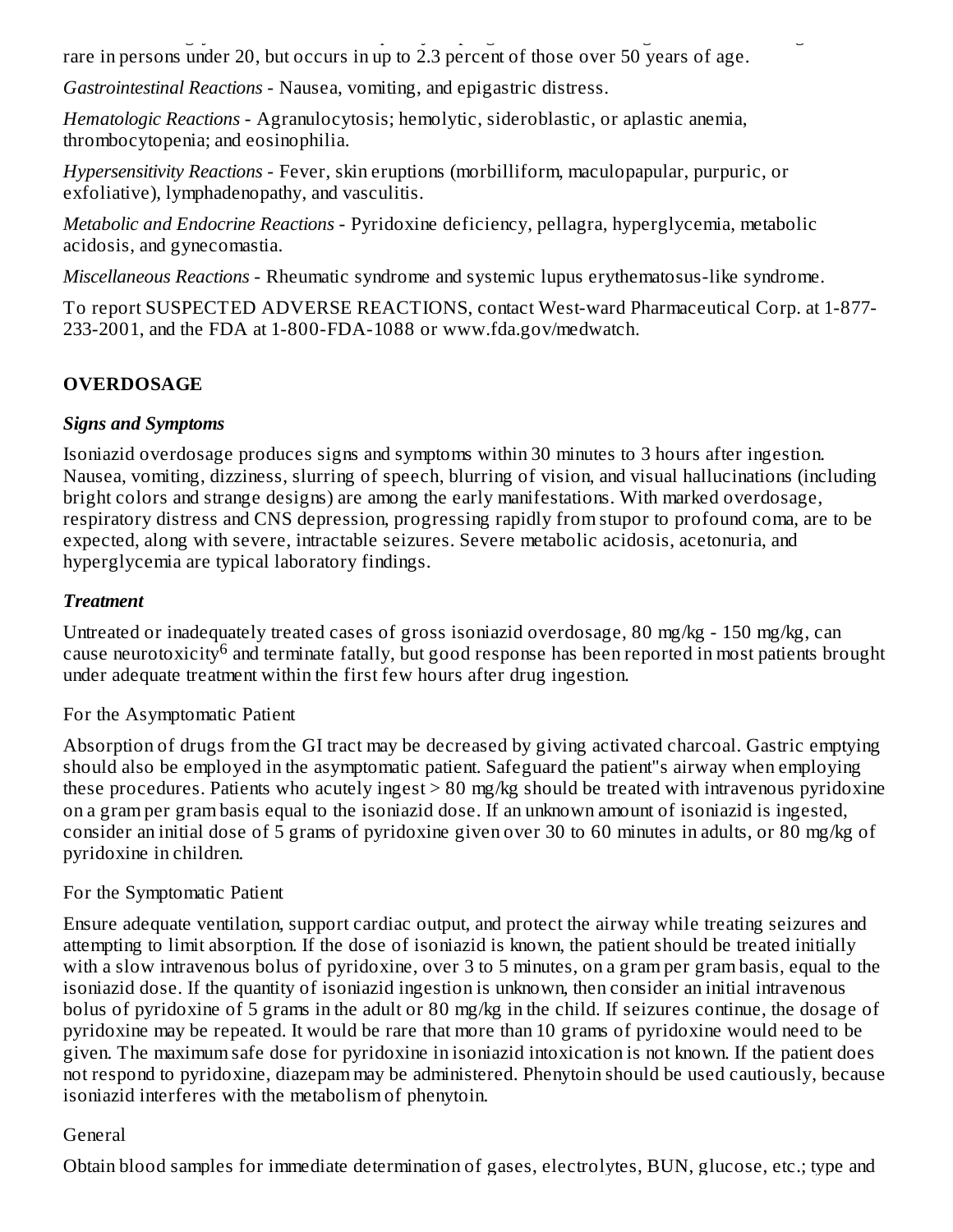rare in persons under 20, but occurs in up to 2.3 percent of those over 50 years of age.

*Gastrointestinal Reactions* - Nausea, vomiting, and epigastric distress.

*Hematologic Reactions* - Agranulocytosis; hemolytic, sideroblastic, or aplastic anemia, thrombocytopenia; and eosinophilia.

*Hypersensitivity Reactions* - Fever, skin eruptions (morbilliform, maculopapular, purpuric, or exfoliative), lymphadenopathy, and vasculitis.

*Metabolic and Endocrine Reactions* - Pyridoxine deficiency, pellagra, hyperglycemia, metabolic acidosis, and gynecomastia.

*Miscellaneous Reactions* - Rheumatic syndrome and systemic lupus erythematosus-like syndrome.

To report SUSPECTED ADVERSE REACTIONS, contact West-ward Pharmaceutical Corp. at 1-877-233-2001, and the FDA at 1-800-FDA-1088 or www.fda.gov/medwatch.

## OVERDOSAGE

### *Signs and Symptoms*

Isoniazid overdosage produces signs and symptoms within 30 minutes to 3 hours after ingestion. Nausea, vomiting, dizziness, slurring of speech, blurring of vision, and visual hallucinations (including bright colors and strange designs) are among the early manifestations. With marked overdosage, respiratory distress and CNS depression, progressing rapidly from stupor to profound coma, are to be expected, along with severe, intractable seizures. Severe metabolic acidosis, acetonuria, and hyperglycemia are typical laboratory findings.

### *Treatment*

Untreated or inadequately treated cases of gross isoniazid overdosage, 80 mg/kg - 150 mg/kg, can cause neurotoxicity[6] and terminate fatally, but good response has been reported in most patients brought under adequate treatment within the first few hours after drug ingestion.

For the Asymptomatic Patient

Absorption of drugs from the GI tract may be decreased by giving activated charcoal. Gastric emptying should also be employed in the asymptomatic patient. Safeguard the patient"s airway when employing these procedures. Patients who acutely ingest > 80 mg/kg should be treated with intravenous pyridoxine on a gram per gram basis equal to the isoniazid dose. If an unknown amount of isoniazid is ingested, consider an initial dose of 5 grams of pyridoxine given over 30 to 60 minutes in adults, or 80 mg/kg of pyridoxine in children.

For the Symptomatic Patient

Ensure adequate ventilation, support cardiac output, and protect the airway while treating seizures and attempting to limit absorption. If the dose of isoniazid is known, the patient should be treated initially with a slow intravenous bolus of pyridoxine, over 3 to 5 minutes, on a gram per gram basis, equal to the isoniazid dose. If the quantity of isoniazid ingestion is unknown, then consider an initial intravenous bolus of pyridoxine of 5 grams in the adult or 80 mg/kg in the child. If seizures continue, the dosage of pyridoxine may be repeated. It would be rare that more than 10 grams of pyridoxine would need to be given. The maximum safe dose for pyridoxine in isoniazid intoxication is not known. If the patient does not respond to pyridoxine, diazepam may be administered. Phenytoin should be used cautiously, because isoniazid interferes with the metabolism of phenytoin.

General

Obtain blood samples for immediate determination of gases, electrolytes, BUN, glucose, etc.; type and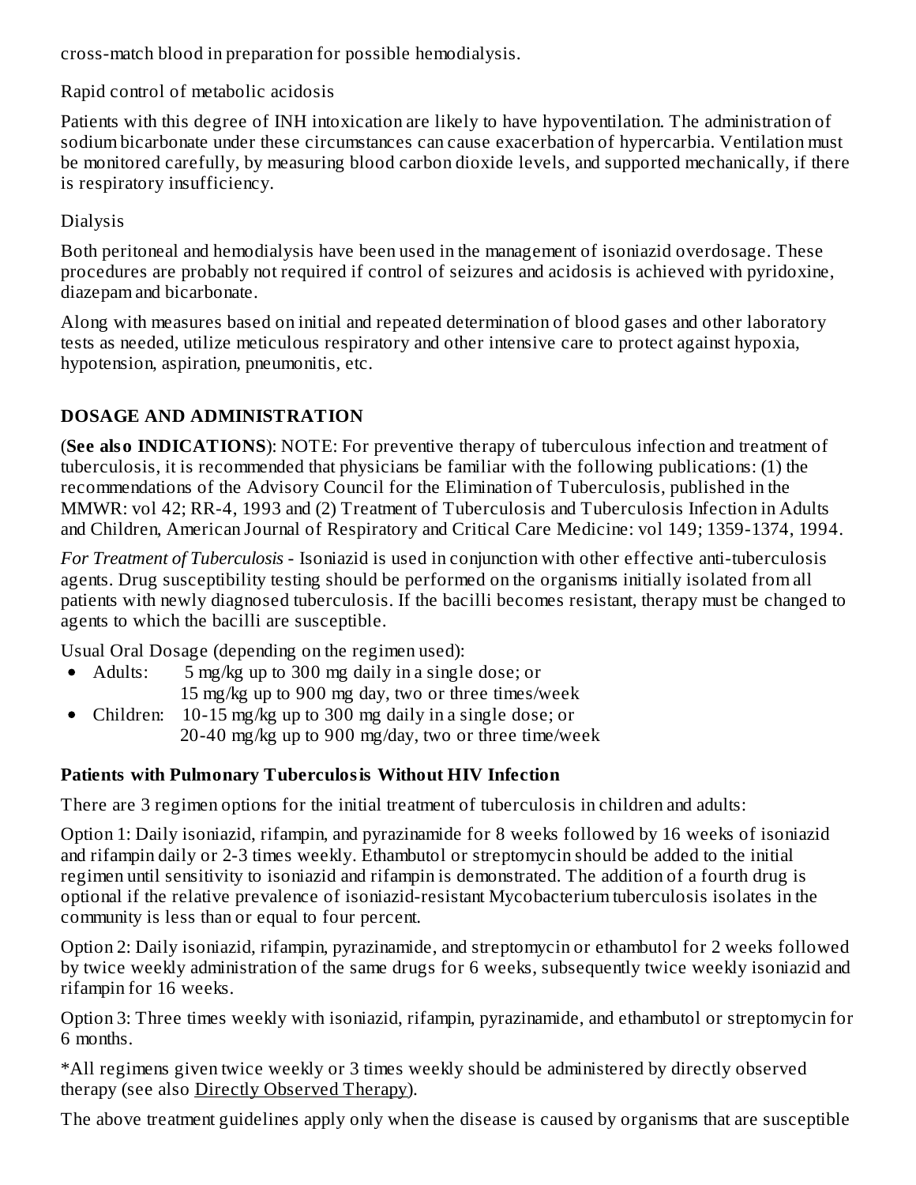cross-match blood in preparation for possible hemodialysis.

Rapid control of metabolic acidosis

Patients with this degree of INH intoxication are likely to have hypoventilation. The administration of sodium bicarbonate under these circumstances can cause exacerbation of hypercarbia. Ventilation must be monitored carefully, by measuring blood carbon dioxide levels, and supported mechanically, if there is respiratory insufficiency.

Dialysis

Both peritoneal and hemodialysis have been used in the management of isoniazid overdosage. These procedures are probably not required if control of seizures and acidosis is achieved with pyridoxine, diazepam and bicarbonate.

Along with measures based on initial and repeated determination of blood gases and other laboratory tests as needed, utilize meticulous respiratory and other intensive care to protect against hypoxia, hypotension, aspiration, pneumonitis, etc.

## DOSAGE AND ADMINISTRATION

(**See also INDICATIONS**): NOTE: For preventive therapy of tuberculous infection and treatment of tuberculosis, it is recommended that physicians be familiar with the following publications: (1) the recommendations of the Advisory Council for the Elimination of Tuberculosis, published in the MMWR: vol 42; RR-4, 1993 and (2) Treatment of Tuberculosis and Tuberculosis Infection in Adults and Children, American Journal of Respiratory and Critical Care Medicine: vol 149; 1359-1374, 1994.

*For Treatment of Tuberculosis* - Isoniazid is used in conjunction with other effective anti-tuberculosis agents. Drug susceptibility testing should be performed on the organisms initially isolated from all patients with newly diagnosed tuberculosis. If the bacilli becomes resistant, therapy must be changed to agents to which the bacilli are susceptible.

Usual Oral Dosage (depending on the regimen used):

- Adults: 5 mg/kg up to 300 mg daily in a single dose; or
  15 mg/kg up to 900 mg day, two or three times/week
- Children: 10-15 mg/kg up to 300 mg daily in a single dose; or
  20-40 mg/kg up to 900 mg/day, two or three time/week

### Patients with Pulmonary Tuberculosis Without HIV Infection

There are 3 regimen options for the initial treatment of tuberculosis in children and adults:

Option 1: Daily isoniazid, rifampin, and pyrazinamide for 8 weeks followed by 16 weeks of isoniazid and rifampin daily or 2-3 times weekly. Ethambutol or streptomycin should be added to the initial regimen until sensitivity to isoniazid and rifampin is demonstrated. The addition of a fourth drug is optional if the relative prevalence of isoniazid-resistant Mycobacterium tuberculosis isolates in the community is less than or equal to four percent.

Option 2: Daily isoniazid, rifampin, pyrazinamide, and streptomycin or ethambutol for 2 weeks followed by twice weekly administration of the same drugs for 6 weeks, subsequently twice weekly isoniazid and rifampin for 16 weeks.

Option 3: Three times weekly with isoniazid, rifampin, pyrazinamide, and ethambutol or streptomycin for 6 months.

*All regimens given twice weekly or 3 times weekly should be administered by directly observed therapy (see also Directly Observed Therapy).

The above treatment guidelines apply only when the disease is caused by organisms that are susceptible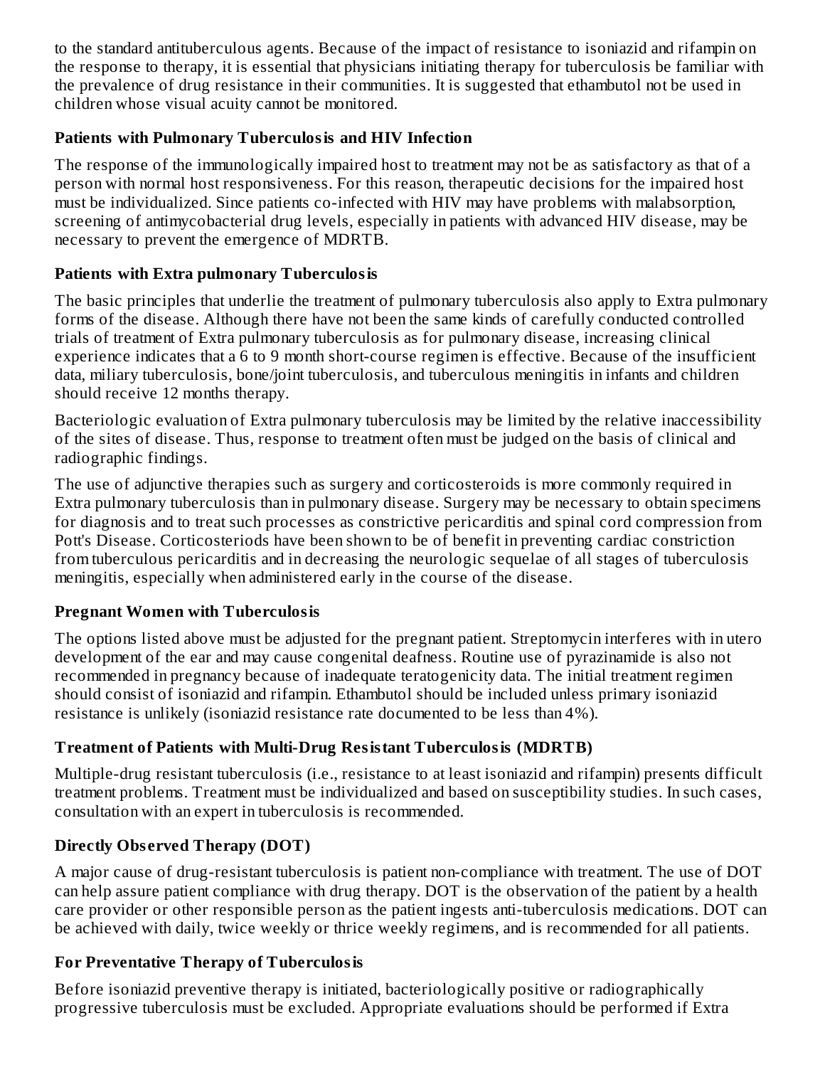to the standard antituberculous agents. Because of the impact of resistance to isoniazid and rifampin on the response to therapy, it is essential that physicians initiating therapy for tuberculosis be familiar with the prevalence of drug resistance in their communities. It is suggested that ethambutol not be used in children whose visual acuity cannot be monitored.

### Patients with Pulmonary Tuberculosis and HIV Infection

The response of the immunologically impaired host to treatment may not be as satisfactory as that of a person with normal host responsiveness. For this reason, therapeutic decisions for the impaired host must be individualized. Since patients co-infected with HIV may have problems with malabsorption, screening of antimycobacterial drug levels, especially in patients with advanced HIV disease, may be necessary to prevent the emergence of MDRTB.

### Patients with Extra pulmonary Tuberculosis

The basic principles that underlie the treatment of pulmonary tuberculosis also apply to Extra pulmonary forms of the disease. Although there have not been the same kinds of carefully conducted controlled trials of treatment of Extra pulmonary tuberculosis as for pulmonary disease, increasing clinical experience indicates that a 6 to 9 month short-course regimen is effective. Because of the insufficient data, miliary tuberculosis, bone/joint tuberculosis, and tuberculous meningitis in infants and children should receive 12 months therapy.

Bacteriologic evaluation of Extra pulmonary tuberculosis may be limited by the relative inaccessibility of the sites of disease. Thus, response to treatment often must be judged on the basis of clinical and radiographic findings.

The use of adjunctive therapies such as surgery and corticosteroids is more commonly required in Extra pulmonary tuberculosis than in pulmonary disease. Surgery may be necessary to obtain specimens for diagnosis and to treat such processes as constrictive pericarditis and spinal cord compression from Pott's Disease. Corticosteriods have been shown to be of benefit in preventing cardiac constriction from tuberculous pericarditis and in decreasing the neurologic sequelae of all stages of tuberculosis meningitis, especially when administered early in the course of the disease.

### Pregnant Women with Tuberculosis

The options listed above must be adjusted for the pregnant patient. Streptomycin interferes with in utero development of the ear and may cause congenital deafness. Routine use of pyrazinamide is also not recommended in pregnancy because of inadequate teratogenicity data. The initial treatment regimen should consist of isoniazid and rifampin. Ethambutol should be included unless primary isoniazid resistance is unlikely (isoniazid resistance rate documented to be less than 4%).

### Treatment of Patients with Multi-Drug Resistant Tuberculosis (MDRTB)

Multiple-drug resistant tuberculosis (i.e., resistance to at least isoniazid and rifampin) presents difficult treatment problems. Treatment must be individualized and based on susceptibility studies. In such cases, consultation with an expert in tuberculosis is recommended.

### Directly Observed Therapy (DOT)

A major cause of drug-resistant tuberculosis is patient non-compliance with treatment. The use of DOT can help assure patient compliance with drug therapy. DOT is the observation of the patient by a health care provider or other responsible person as the patient ingests anti-tuberculosis medications. DOT can be achieved with daily, twice weekly or thrice weekly regimens, and is recommended for all patients.

### For Preventative Therapy of Tuberculosis

Before isoniazid preventive therapy is initiated, bacteriologically positive or radiographically progressive tuberculosis must be excluded. Appropriate evaluations should be performed if Extra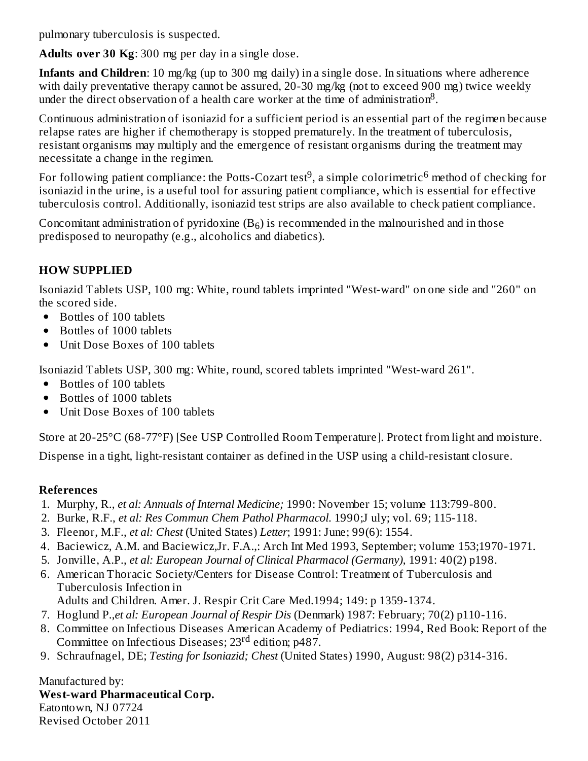pulmonary tuberculosis is suspected.

**Adults over 30 Kg**: 300 mg per day in a single dose.

**Infants and Children**: 10 mg/kg (up to 300 mg daily) in a single dose. In situations where adherence with daily preventative therapy cannot be assured, 20-30 mg/kg (not to exceed 900 mg) twice weekly under the direct observation of a health care worker at the time of administration[8].

Continuous administration of isoniazid for a sufficient period is an essential part of the regimen because relapse rates are higher if chemotherapy is stopped prematurely. In the treatment of tuberculosis, resistant organisms may multiply and the emergence of resistant organisms during the treatment may necessitate a change in the regimen.

For following patient compliance: the Potts-Cozart test[9], a simple colorimetric[6] method of checking for isoniazid in the urine, is a useful tool for assuring patient compliance, which is essential for effective tuberculosis control. Additionally, isoniazid test strips are also available to check patient compliance.

Concomitant administration of pyridoxine ($B_6$) is recommended in the malnourished and in those predisposed to neuropathy (e.g., alcoholics and diabetics).

## HOW SUPPLIED

Isoniazid Tablets USP, 100 mg: White, round tablets imprinted "West-ward" on one side and "260" on the scored side.

- Bottles of 100 tablets
- Bottles of 1000 tablets
- Unit Dose Boxes of 100 tablets

Isoniazid Tablets USP, 300 mg: White, round, scored tablets imprinted "West-ward 261".

- Bottles of 100 tablets
- Bottles of 1000 tablets
- Unit Dose Boxes of 100 tablets

Store at 20-25°C (68-77°F) [See USP Controlled Room Temperature]. Protect from light and moisture.

Dispense in a tight, light-resistant container as defined in the USP using a child-resistant closure.

### References

1. Murphy, R., *et al: Annuals of Internal Medicine;* 1990: November 15; volume 113:799-800.
2. Burke, R.F., *et al: Res Commun Chem Pathol Pharmacol.* 1990;J uly; vol. 69; 115-118.
3. Fleenor, M.F., *et al: Chest* (United States) *Letter*; 1991: June; 99(6): 1554.
4. Baciewicz, A.M. and Baciewicz,Jr. F.A.,: Arch Int Med 1993, September; volume 153;1970-1971.
5. Jonville, A.P., *et al: European Journal of Clinical Pharmacol (Germany),* 1991: 40(2) p198.
6. American Thoracic Society/Centers for Disease Control: Treatment of Tuberculosis and Tuberculosis Infection in Adults and Children. Amer. J. Respir Crit Care Med.1994; 149: p 1359-1374.
7. Hoglund P.,*et al: European Journal of Respir Dis* (Denmark) 1987: February; 70(2) p110-116.
8. Committee on Infectious Diseases American Academy of Pediatrics: 1994, Red Book: Report of the Committee on Infectious Diseases; 23rd edition; p487.
9. Schraufnagel, DE; *Testing for Isoniazid; Chest* (United States) 1990, August: 98(2) p314-316.

Manufactured by:
**West-ward Pharmaceutical Corp.**
Eatontown, NJ 07724
Revised October 2011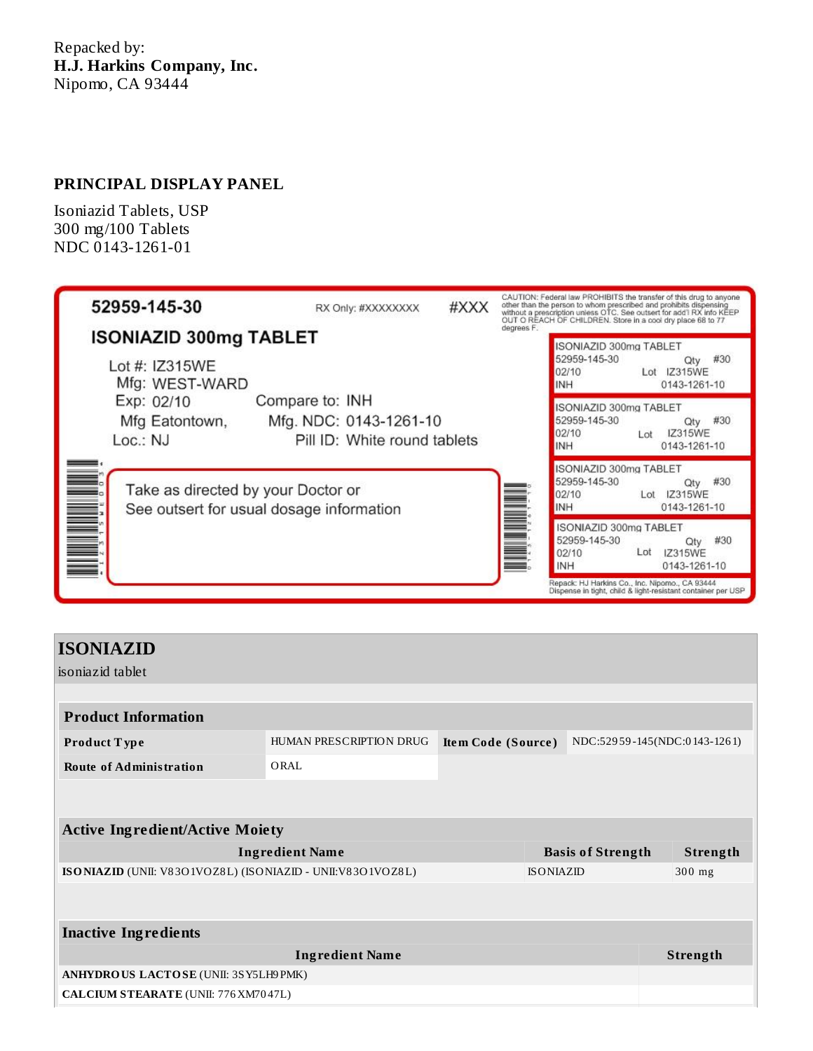Repacked by:
**H.J. Harkins Company, Inc.**
Nipomo, CA 93444

## PRINCIPAL DISPLAY PANEL

Isoniazid Tablets, USP
300 mg/100 Tablets
NDC 0143-1261-01

52959-145-30

RX Only: #XXXXXXXX

#XXX

CAUTION: Federal law PROHIBITS the transfer of this drug to anyone other than the person to whom prescribed and prohibits dispensing without a prescription unless OTC. See outsert for add'l RX info KEEP OUT O REACH OF CHILDREN. Store in a cool dry place 68 to 77 degrees F.

**ISONIAZID 300mg TABLET**

Lot #: IZ315WE
Mfg: WEST-WARD
Exp: 02/10
Mfg Eatontown,
Loc.: NJ

Compare to: INH
Mfg. NDC: 0143-1261-10
Pill ID: White round tablets

Take as directed by your Doctor or
See outsert for usual dosage information

ISONIAZID 300mg TABLET
52959-145-30 Qty #30
02/10 Lot IZ315WE
INH 0143-1261-10

ISONIAZID 300mg TABLET
52959-145-30 Qty #30
02/10 Lot IZ315WE
INH 0143-1261-10

ISONIAZID 300mg TABLET
52959-145-30 Qty #30
02/10 Lot IZ315WE
INH 0143-1261-10

ISONIAZID 300mg TABLET
52959-145-30 Qty #30
02/10 Lot IZ315WE
INH 0143-1261-10

Repack: HJ Harkins Co., Inc. Nipomo., CA 93444
Dispense in tight, child & light-resistant container per USP

## ISONIAZID

isoniazid tablet

| Product Information | | | |
|---|---|---|---|
| **Product Type** | HUMAN PRESCRIPTION DRUG | **Item Code (Source)** | NDC:52959-145(NDC:0143-1261) |
| **Route of Administration** | ORAL | | |

| Active Ingredient/Active Moiety | | |
|---|---|---|
| **Ingredient Name** | **Basis of Strength** | **Strength** |
| **ISONIAZID** (UNII: V83O1VOZ8L) (ISONIAZID - UNII:V83O1VOZ8L) | ISONIAZID | 300 mg |

| Inactive Ingredients | |
|---|---|
| **Ingredient Name** | **Strength** |
| **ANHYDROUS LACTOSE** (UNII: 3SY5LH9PMK) | |
| **CALCIUM STEARATE** (UNII: 776XM7047L) | |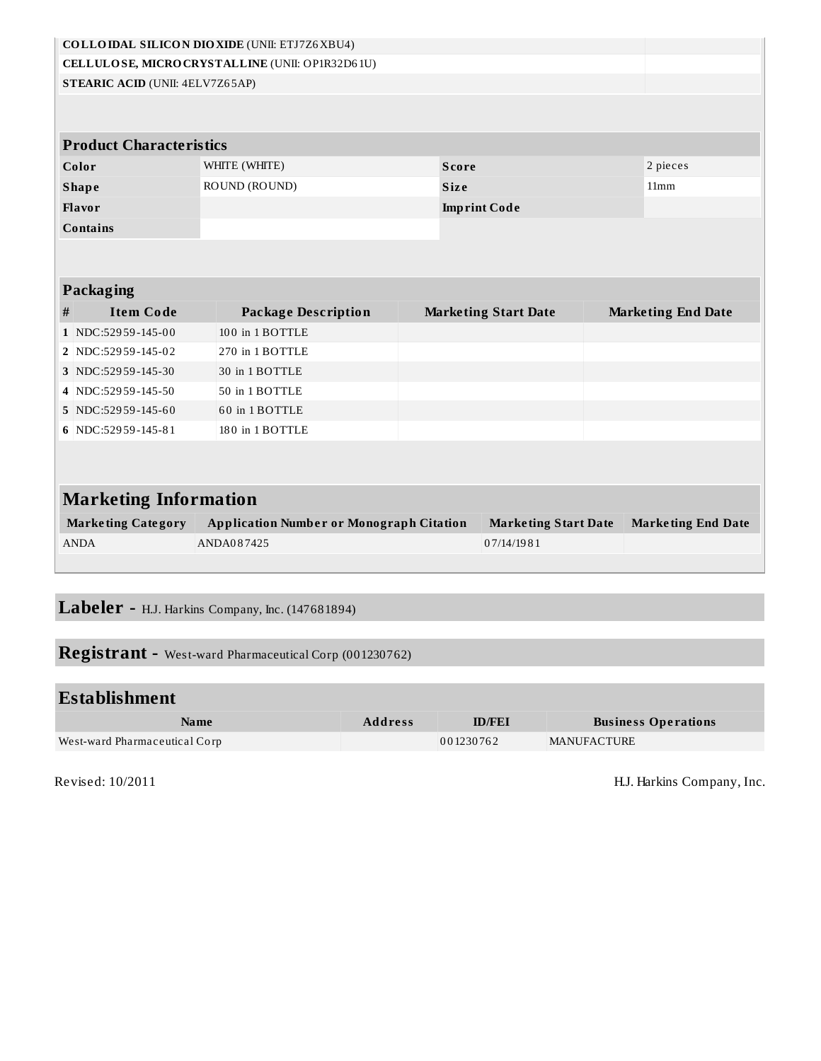| | |
|---|---|
| **COLLOIDAL SILICON DIOXIDE** (UNII: ETJ7Z6XBU4) | |
| **CELLULOSE, MICROCRYSTALLINE** (UNII: OP1R32D61U) | |
| **STEARIC ACID** (UNII: 4ELV7Z65AP) | |

| Product Characteristics | | | |
|---|---|---|---|
| **Color** | WHITE (WHITE) | **Score** | 2 pieces |
| **Shape** | ROUND (ROUND) | **Size** | 11mm |
| **Flavor** | | **Imprint Code** | |
| **Contains** | | | |

| Packaging | | | | |
|---|---|---|---|---|
| **#** | **Item Code** | **Package Description** | **Marketing Start Date** | **Marketing End Date** |
| 1 | NDC:52959-145-00 | 100 in 1 BOTTLE | | |
| 2 | NDC:52959-145-02 | 270 in 1 BOTTLE | | |
| 3 | NDC:52959-145-30 | 30 in 1 BOTTLE | | |
| 4 | NDC:52959-145-50 | 50 in 1 BOTTLE | | |
| 5 | NDC:52959-145-60 | 60 in 1 BOTTLE | | |
| 6 | NDC:52959-145-81 | 180 in 1 BOTTLE | | |

| Marketing Information | | | |
|---|---|---|---|
| **Marketing Category** | **Application Number or Monograph Citation** | **Marketing Start Date** | **Marketing End Date** |
| ANDA | ANDA087425 | 07/14/1981 | |

## Labeler - H.J. Harkins Company, Inc. (147681894)

## Registrant - West-ward Pharmaceutical Corp (001230762)

| Establishment | | | |
|---|---|---|---|
| **Name** | **Address** | **ID/FEI** | **Business Operations** |
| West-ward Pharmaceutical Corp | | 001230762 | MANUFACTURE |

Revised: 10/2011

H.J. Harkins Company, Inc.